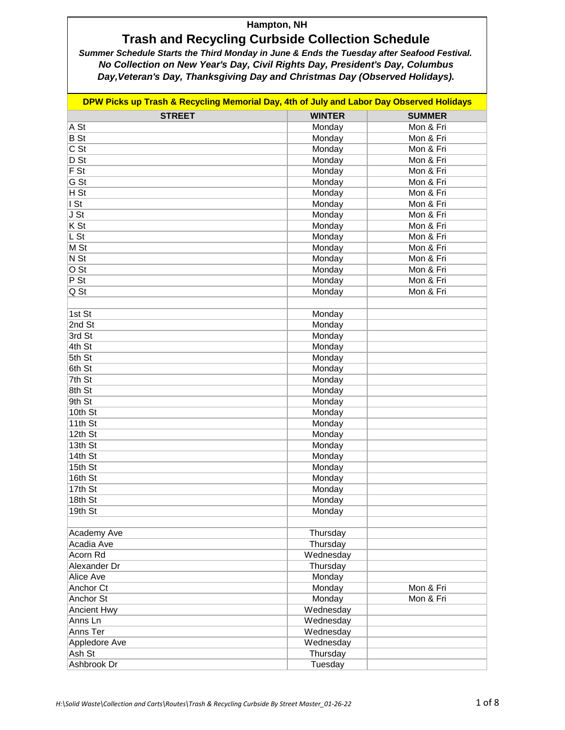**Hampton, NH**

# Trash and Recycling Curbside Collection Schedule

***Summer Schedule Starts the Third Monday in June & Ends the Tuesday after Seafood Festival.***
***No Collection on New Year's Day, Civil Rights Day, President's Day, Columbus Day, Veteran's Day, Thanksgiving Day and Christmas Day (Observed Holidays).***

**DPW Picks up Trash & Recycling Memorial Day, 4th of July and Labor Day Observed Holidays**

| STREET | WINTER | SUMMER |
|---|---|---|
| A St | Monday | Mon & Fri |
| B St | Monday | Mon & Fri |
| C St | Monday | Mon & Fri |
| D St | Monday | Mon & Fri |
| F St | Monday | Mon & Fri |
| G St | Monday | Mon & Fri |
| H St | Monday | Mon & Fri |
| I St | Monday | Mon & Fri |
| J St | Monday | Mon & Fri |
| K St | Monday | Mon & Fri |
| L St | Monday | Mon & Fri |
| M St | Monday | Mon & Fri |
| N St | Monday | Mon & Fri |
| O St | Monday | Mon & Fri |
| P St | Monday | Mon & Fri |
| Q St | Monday | Mon & Fri |
| | | |
| 1st St | Monday | |
| 2nd St | Monday | |
| 3rd St | Monday | |
| 4th St | Monday | |
| 5th St | Monday | |
| 6th St | Monday | |
| 7th St | Monday | |
| 8th St | Monday | |
| 9th St | Monday | |
| 10th St | Monday | |
| 11th St | Monday | |
| 12th St | Monday | |
| 13th St | Monday | |
| 14th St | Monday | |
| 15th St | Monday | |
| 16th St | Monday | |
| 17th St | Monday | |
| 18th St | Monday | |
| 19th St | Monday | |
| | | |
| Academy Ave | Thursday | |
| Acadia Ave | Thursday | |
| Acorn Rd | Wednesday | |
| Alexander Dr | Thursday | |
| Alice Ave | Monday | |
| Anchor Ct | Monday | Mon & Fri |
| Anchor St | Monday | Mon & Fri |
| Ancient Hwy | Wednesday | |
| Anns Ln | Wednesday | |
| Anns Ter | Wednesday | |
| Appledore Ave | Wednesday | |
| Ash St | Thursday | |
| Ashbrook Dr | Tuesday | |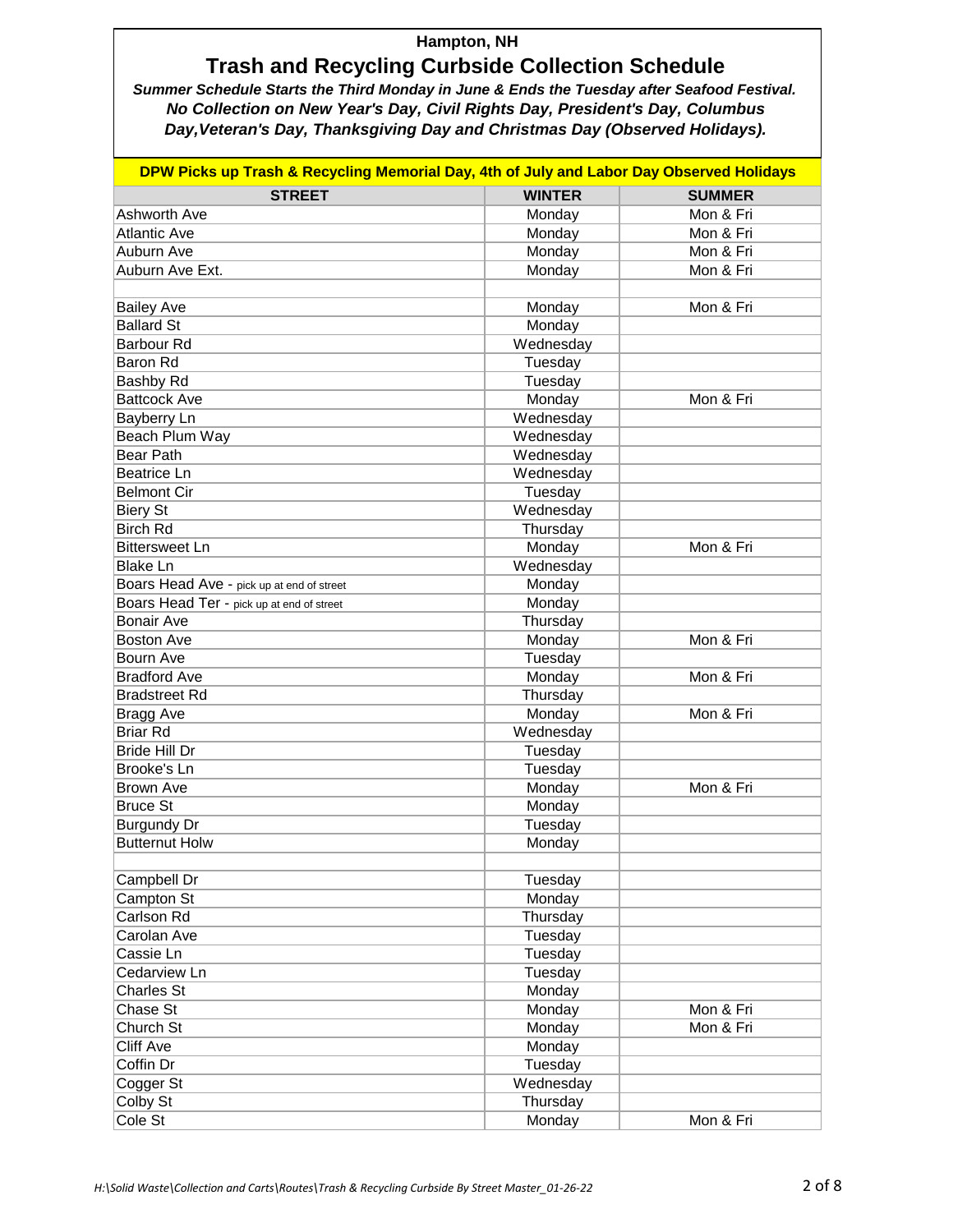# Hampton, NH

## Trash and Recycling Curbside Collection Schedule

***Summer Schedule Starts the Third Monday in June & Ends the Tuesday after Seafood Festival. No Collection on New Year's Day, Civil Rights Day, President's Day, Columbus Day,Veteran's Day, Thanksgiving Day and Christmas Day (Observed Holidays).***

**DPW Picks up Trash & Recycling Memorial Day, 4th of July and Labor Day Observed Holidays**

| STREET | WINTER | SUMMER |
|---|---|---|
| Ashworth Ave | Monday | Mon & Fri |
| Atlantic Ave | Monday | Mon & Fri |
| Auburn Ave | Monday | Mon & Fri |
| Auburn Ave Ext. | Monday | Mon & Fri |
| | | |
| Bailey Ave | Monday | Mon & Fri |
| Ballard St | Monday | |
| Barbour Rd | Wednesday | |
| Baron Rd | Tuesday | |
| Bashby Rd | Tuesday | |
| Battcock Ave | Monday | Mon & Fri |
| Bayberry Ln | Wednesday | |
| Beach Plum Way | Wednesday | |
| Bear Path | Wednesday | |
| Beatrice Ln | Wednesday | |
| Belmont Cir | Tuesday | |
| Biery St | Wednesday | |
| Birch Rd | Thursday | |
| Bittersweet Ln | Monday | Mon & Fri |
| Blake Ln | Wednesday | |
| Boars Head Ave - pick up at end of street | Monday | |
| Boars Head Ter - pick up at end of street | Monday | |
| Bonair Ave | Thursday | |
| Boston Ave | Monday | Mon & Fri |
| Bourn Ave | Tuesday | |
| Bradford Ave | Monday | Mon & Fri |
| Bradstreet Rd | Thursday | |
| Bragg Ave | Monday | Mon & Fri |
| Briar Rd | Wednesday | |
| Bride Hill Dr | Tuesday | |
| Brooke's Ln | Tuesday | |
| Brown Ave | Monday | Mon & Fri |
| Bruce St | Monday | |
| Burgundy Dr | Tuesday | |
| Butternut Holw | Monday | |
| | | |
| Campbell Dr | Tuesday | |
| Campton St | Monday | |
| Carlson Rd | Thursday | |
| Carolan Ave | Tuesday | |
| Cassie Ln | Tuesday | |
| Cedarview Ln | Tuesday | |
| Charles St | Monday | |
| Chase St | Monday | Mon & Fri |
| Church St | Monday | Mon & Fri |
| Cliff Ave | Monday | |
| Coffin Dr | Tuesday | |
| Cogger St | Wednesday | |
| Colby St | Thursday | |
| Cole St | Monday | Mon & Fri |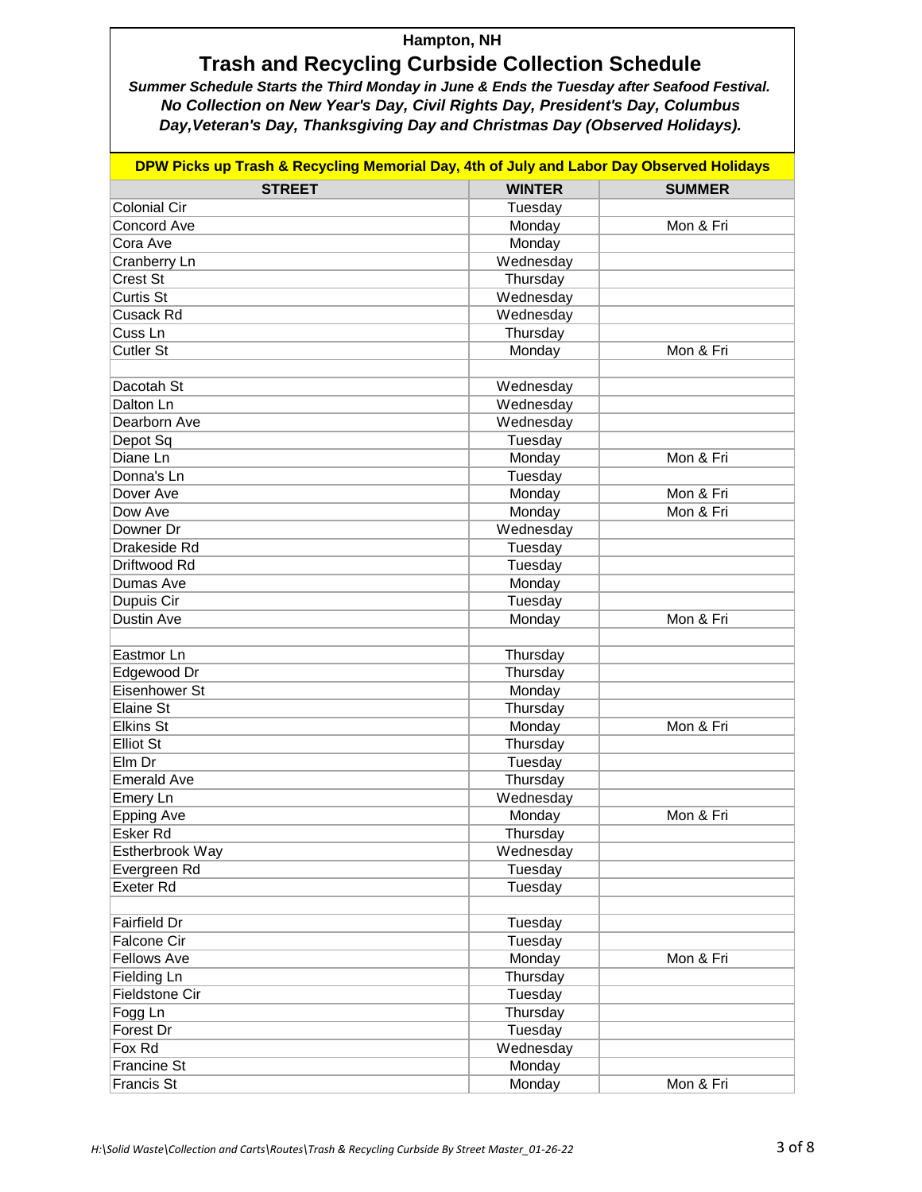**Hampton, NH**

# Trash and Recycling Curbside Collection Schedule

***Summer Schedule Starts the Third Monday in June & Ends the Tuesday after Seafood Festival.***
***No Collection on New Year's Day, Civil Rights Day, President's Day, Columbus Day,Veteran's Day, Thanksgiving Day and Christmas Day (Observed Holidays).***

**DPW Picks up Trash & Recycling Memorial Day, 4th of July and Labor Day Observed Holidays**

| STREET | WINTER | SUMMER |
|---|---|---|
| Colonial Cir | Tuesday | |
| Concord Ave | Monday | Mon & Fri |
| Cora Ave | Monday | |
| Cranberry Ln | Wednesday | |
| Crest St | Thursday | |
| Curtis St | Wednesday | |
| Cusack Rd | Wednesday | |
| Cuss Ln | Thursday | |
| Cutler St | Monday | Mon & Fri |
| | | |
| Dacotah St | Wednesday | |
| Dalton Ln | Wednesday | |
| Dearborn Ave | Wednesday | |
| Depot Sq | Tuesday | |
| Diane Ln | Monday | Mon & Fri |
| Donna's Ln | Tuesday | |
| Dover Ave | Monday | Mon & Fri |
| Dow Ave | Monday | Mon & Fri |
| Downer Dr | Wednesday | |
| Drakeside Rd | Tuesday | |
| Driftwood Rd | Tuesday | |
| Dumas Ave | Monday | |
| Dupuis Cir | Tuesday | |
| Dustin Ave | Monday | Mon & Fri |
| | | |
| Eastmor Ln | Thursday | |
| Edgewood Dr | Thursday | |
| Eisenhower St | Monday | |
| Elaine St | Thursday | |
| Elkins St | Monday | Mon & Fri |
| Elliot St | Thursday | |
| Elm Dr | Tuesday | |
| Emerald Ave | Thursday | |
| Emery Ln | Wednesday | |
| Epping Ave | Monday | Mon & Fri |
| Esker Rd | Thursday | |
| Estherbrook Way | Wednesday | |
| Evergreen Rd | Tuesday | |
| Exeter Rd | Tuesday | |
| | | |
| Fairfield Dr | Tuesday | |
| Falcone Cir | Tuesday | |
| Fellows Ave | Monday | Mon & Fri |
| Fielding Ln | Thursday | |
| Fieldstone Cir | Tuesday | |
| Fogg Ln | Thursday | |
| Forest Dr | Tuesday | |
| Fox Rd | Wednesday | |
| Francine St | Monday | |
| Francis St | Monday | Mon & Fri |

*H:\Solid Waste\Collection and Carts\Routes\Trash & Recycling Curbside By Street Master_01-26-22*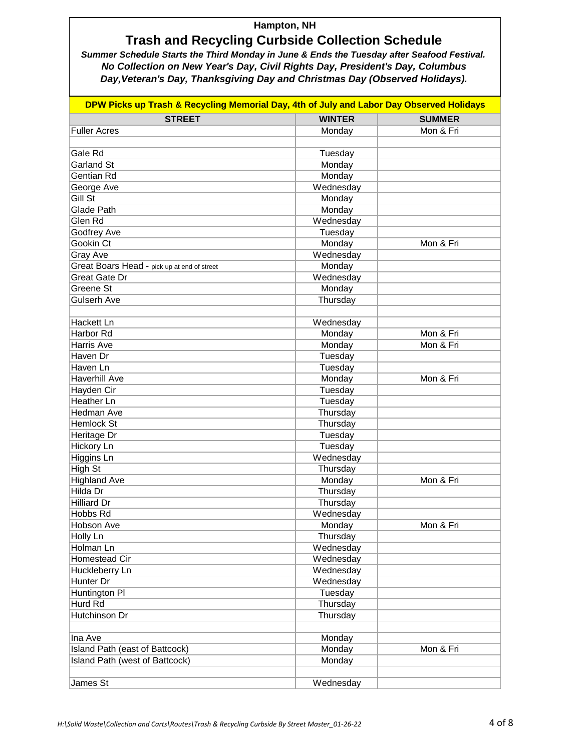**Hampton, NH**

# Trash and Recycling Curbside Collection Schedule

***Summer Schedule Starts the Third Monday in June & Ends the Tuesday after Seafood Festival.***
***No Collection on New Year's Day, Civil Rights Day, President's Day, Columbus Day, Veteran's Day, Thanksgiving Day and Christmas Day (Observed Holidays).***

**DPW Picks up Trash & Recycling Memorial Day, 4th of July and Labor Day Observed Holidays**

| STREET | WINTER | SUMMER |
|---|---|---|
| Fuller Acres | Monday | Mon & Fri |
| | | |
| Gale Rd | Tuesday | |
| Garland St | Monday | |
| Gentian Rd | Monday | |
| George Ave | Wednesday | |
| Gill St | Monday | |
| Glade Path | Monday | |
| Glen Rd | Wednesday | |
| Godfrey Ave | Tuesday | |
| Gookin Ct | Monday | Mon & Fri |
| Gray Ave | Wednesday | |
| Great Boars Head - pick up at end of street | Monday | |
| Great Gate Dr | Wednesday | |
| Greene St | Monday | |
| Gulserh Ave | Thursday | |
| | | |
| Hackett Ln | Wednesday | |
| Harbor Rd | Monday | Mon & Fri |
| Harris Ave | Monday | Mon & Fri |
| Haven Dr | Tuesday | |
| Haven Ln | Tuesday | |
| Haverhill Ave | Monday | Mon & Fri |
| Hayden Cir | Tuesday | |
| Heather Ln | Tuesday | |
| Hedman Ave | Thursday | |
| Hemlock St | Thursday | |
| Heritage Dr | Tuesday | |
| Hickory Ln | Tuesday | |
| Higgins Ln | Wednesday | |
| High St | Thursday | |
| Highland Ave | Monday | Mon & Fri |
| Hilda Dr | Thursday | |
| Hilliard Dr | Thursday | |
| Hobbs Rd | Wednesday | |
| Hobson Ave | Monday | Mon & Fri |
| Holly Ln | Thursday | |
| Holman Ln | Wednesday | |
| Homestead Cir | Wednesday | |
| Huckleberry Ln | Wednesday | |
| Hunter Dr | Wednesday | |
| Huntington Pl | Tuesday | |
| Hurd Rd | Thursday | |
| Hutchinson Dr | Thursday | |
| | | |
| Ina Ave | Monday | |
| Island Path (east of Battcock) | Monday | Mon & Fri |
| Island Path (west of Battcock) | Monday | |
| | | |
| James St | Wednesday | |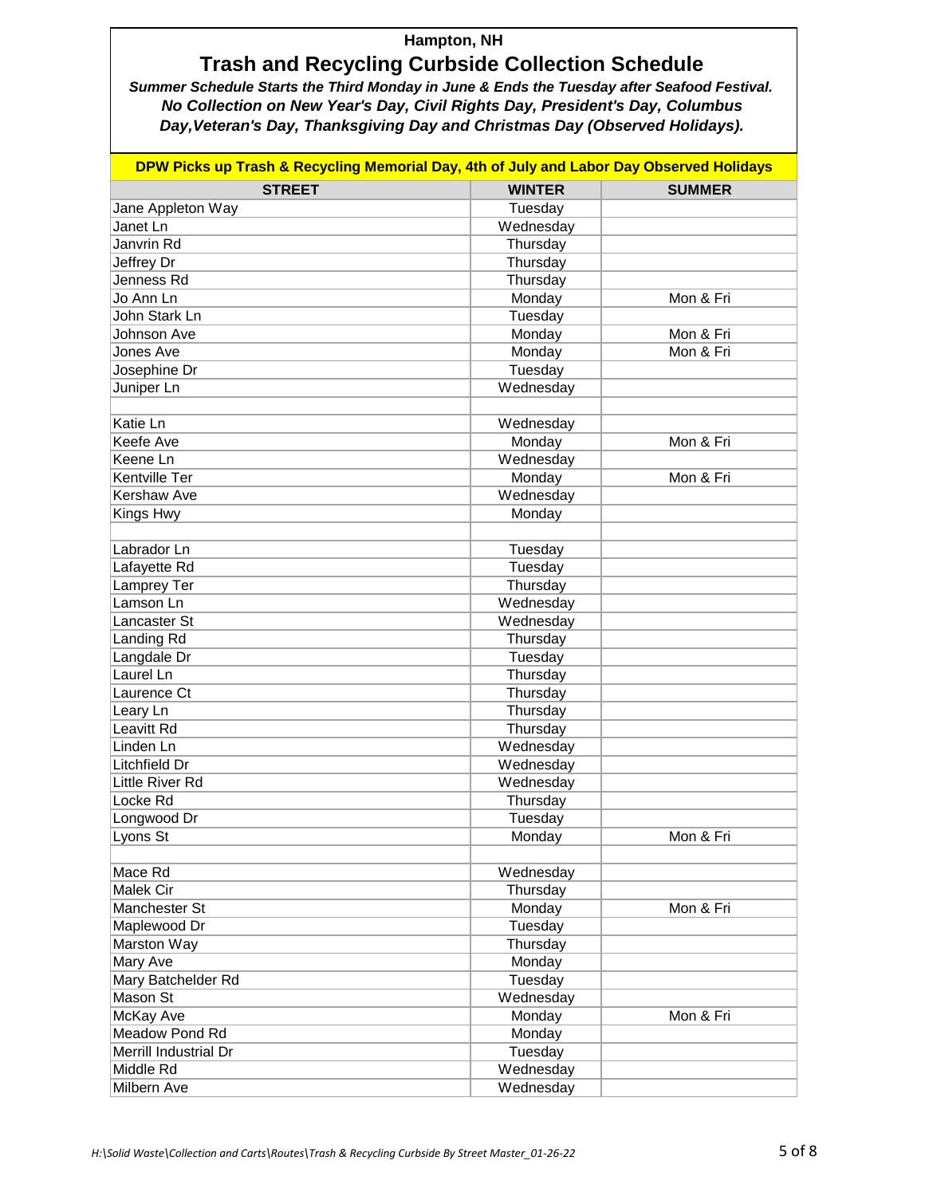# Hampton, NH

## Trash and Recycling Curbside Collection Schedule

***Summer Schedule Starts the Third Monday in June & Ends the Tuesday after Seafood Festival.***
***No Collection on New Year's Day, Civil Rights Day, President's Day, Columbus Day,Veteran's Day, Thanksgiving Day and Christmas Day (Observed Holidays).***

**DPW Picks up Trash & Recycling Memorial Day, 4th of July and Labor Day Observed Holidays**

| STREET | WINTER | SUMMER |
|---|---|---|
| Jane Appleton Way | Tuesday | |
| Janet Ln | Wednesday | |
| Janvrin Rd | Thursday | |
| Jeffrey Dr | Thursday | |
| Jenness Rd | Thursday | |
| Jo Ann Ln | Monday | Mon & Fri |
| John Stark Ln | Tuesday | |
| Johnson Ave | Monday | Mon & Fri |
| Jones Ave | Monday | Mon & Fri |
| Josephine Dr | Tuesday | |
| Juniper Ln | Wednesday | |
| | | |
| Katie Ln | Wednesday | |
| Keefe Ave | Monday | Mon & Fri |
| Keene Ln | Wednesday | |
| Kentville Ter | Monday | Mon & Fri |
| Kershaw Ave | Wednesday | |
| Kings Hwy | Monday | |
| | | |
| Labrador Ln | Tuesday | |
| Lafayette Rd | Tuesday | |
| Lamprey Ter | Thursday | |
| Lamson Ln | Wednesday | |
| Lancaster St | Wednesday | |
| Landing Rd | Thursday | |
| Langdale Dr | Tuesday | |
| Laurel Ln | Thursday | |
| Laurence Ct | Thursday | |
| Leary Ln | Thursday | |
| Leavitt Rd | Thursday | |
| Linden Ln | Wednesday | |
| Litchfield Dr | Wednesday | |
| Little River Rd | Wednesday | |
| Locke Rd | Thursday | |
| Longwood Dr | Tuesday | |
| Lyons St | Monday | Mon & Fri |
| | | |
| Mace Rd | Wednesday | |
| Malek Cir | Thursday | |
| Manchester St | Monday | Mon & Fri |
| Maplewood Dr | Tuesday | |
| Marston Way | Thursday | |
| Mary Ave | Monday | |
| Mary Batchelder Rd | Tuesday | |
| Mason St | Wednesday | |
| McKay Ave | Monday | Mon & Fri |
| Meadow Pond Rd | Monday | |
| Merrill Industrial Dr | Tuesday | |
| Middle Rd | Wednesday | |
| Milbern Ave | Wednesday | |

*H:\Solid Waste\Collection and Carts\Routes\Trash & Recycling Curbside By Street Master_01-26-22*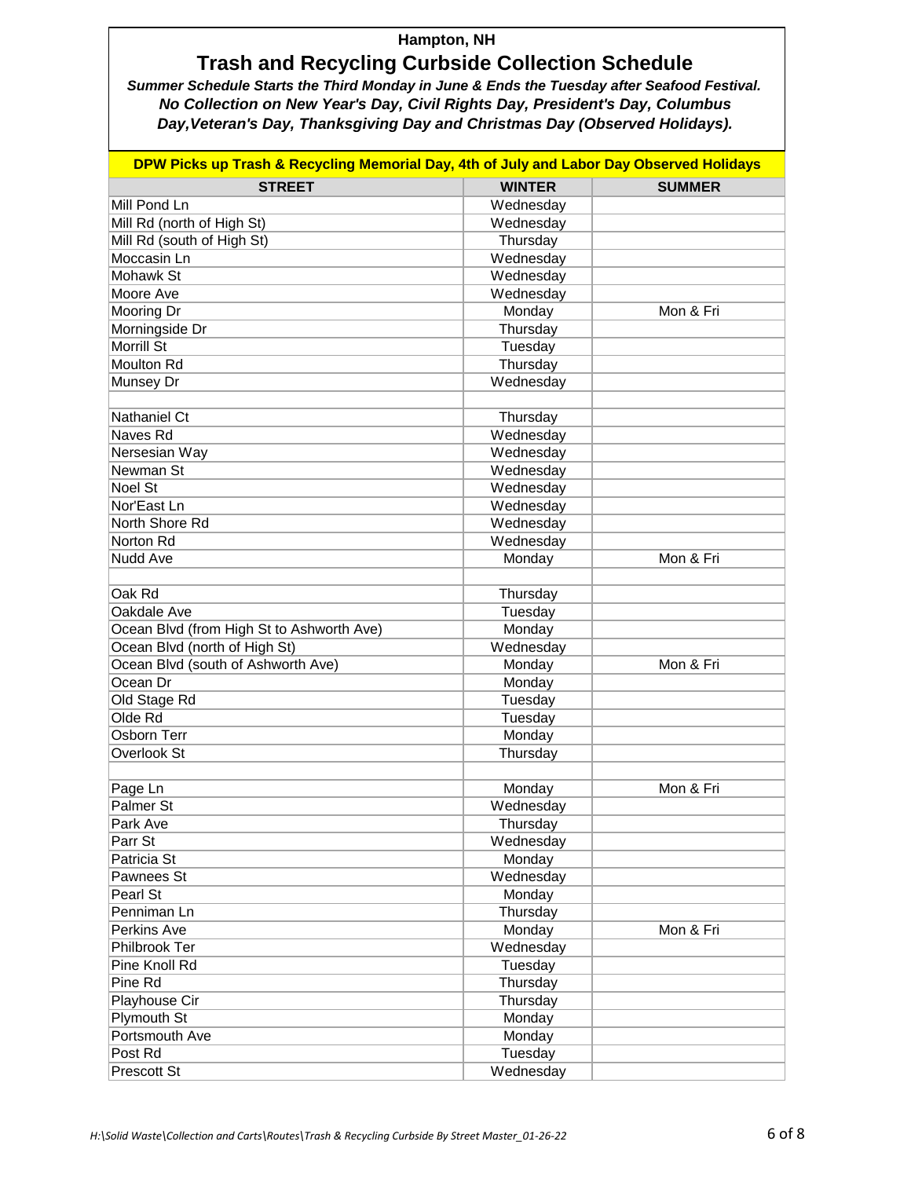**Hampton, NH**

# Trash and Recycling Curbside Collection Schedule

***Summer Schedule Starts the Third Monday in June & Ends the Tuesday after Seafood Festival.***
***No Collection on New Year's Day, Civil Rights Day, President's Day, Columbus Day,Veteran's Day, Thanksgiving Day and Christmas Day (Observed Holidays).***

**DPW Picks up Trash & Recycling Memorial Day, 4th of July and Labor Day Observed Holidays**

| STREET | WINTER | SUMMER |
|---|---|---|
| Mill Pond Ln | Wednesday | |
| Mill Rd (north of High St) | Wednesday | |
| Mill Rd (south of High St) | Thursday | |
| Moccasin Ln | Wednesday | |
| Mohawk St | Wednesday | |
| Moore Ave | Wednesday | |
| Mooring Dr | Monday | Mon & Fri |
| Morningside Dr | Thursday | |
| Morrill St | Tuesday | |
| Moulton Rd | Thursday | |
| Munsey Dr | Wednesday | |
| | | |
| Nathaniel Ct | Thursday | |
| Naves Rd | Wednesday | |
| Nersesian Way | Wednesday | |
| Newman St | Wednesday | |
| Noel St | Wednesday | |
| Nor'East Ln | Wednesday | |
| North Shore Rd | Wednesday | |
| Norton Rd | Wednesday | |
| Nudd Ave | Monday | Mon & Fri |
| | | |
| Oak Rd | Thursday | |
| Oakdale Ave | Tuesday | |
| Ocean Blvd (from High St to Ashworth Ave) | Monday | |
| Ocean Blvd (north of High St) | Wednesday | |
| Ocean Blvd (south of Ashworth Ave) | Monday | Mon & Fri |
| Ocean Dr | Monday | |
| Old Stage Rd | Tuesday | |
| Olde Rd | Tuesday | |
| Osborn Terr | Monday | |
| Overlook St | Thursday | |
| | | |
| Page Ln | Monday | Mon & Fri |
| Palmer St | Wednesday | |
| Park Ave | Thursday | |
| Parr St | Wednesday | |
| Patricia St | Monday | |
| Pawnees St | Wednesday | |
| Pearl St | Monday | |
| Penniman Ln | Thursday | |
| Perkins Ave | Monday | Mon & Fri |
| Philbrook Ter | Wednesday | |
| Pine Knoll Rd | Tuesday | |
| Pine Rd | Thursday | |
| Playhouse Cir | Thursday | |
| Plymouth St | Monday | |
| Portsmouth Ave | Monday | |
| Post Rd | Tuesday | |
| Prescott St | Wednesday | |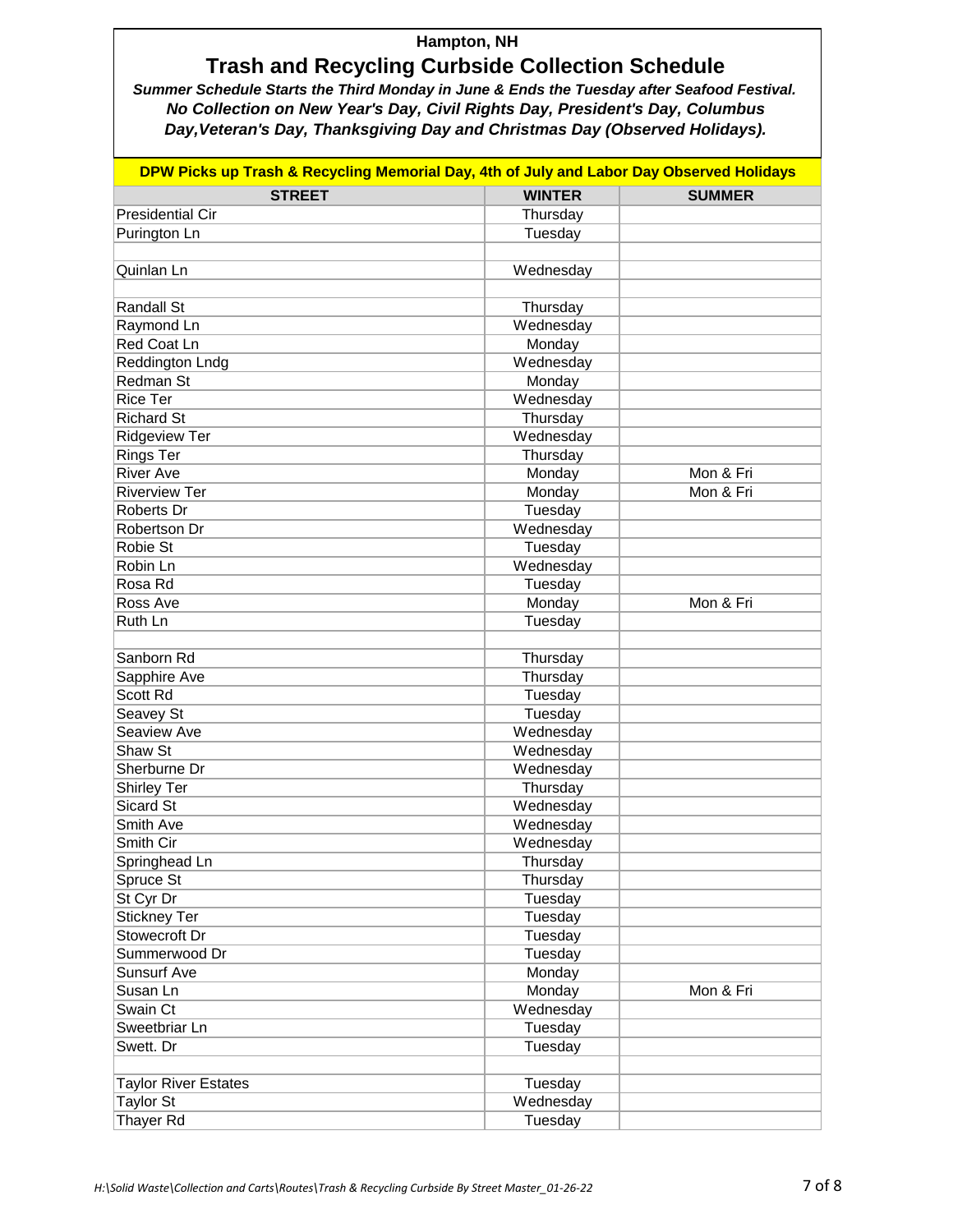# Hampton, NH

## Trash and Recycling Curbside Collection Schedule

***Summer Schedule Starts the Third Monday in June & Ends the Tuesday after Seafood Festival.***
***No Collection on New Year's Day, Civil Rights Day, President's Day, Columbus Day,Veteran's Day, Thanksgiving Day and Christmas Day (Observed Holidays).***

**DPW Picks up Trash & Recycling Memorial Day, 4th of July and Labor Day Observed Holidays**

| STREET | WINTER | SUMMER |
|---|---|---|
| Presidential Cir | Thursday | |
| Purington Ln | Tuesday | |
| | | |
| Quinlan Ln | Wednesday | |
| | | |
| Randall St | Thursday | |
| Raymond Ln | Wednesday | |
| Red Coat Ln | Monday | |
| Reddington Lndg | Wednesday | |
| Redman St | Monday | |
| Rice Ter | Wednesday | |
| Richard St | Thursday | |
| Ridgeview Ter | Wednesday | |
| Rings Ter | Thursday | |
| River Ave | Monday | Mon & Fri |
| Riverview Ter | Monday | Mon & Fri |
| Roberts Dr | Tuesday | |
| Robertson Dr | Wednesday | |
| Robie St | Tuesday | |
| Robin Ln | Wednesday | |
| Rosa Rd | Tuesday | |
| Ross Ave | Monday | Mon & Fri |
| Ruth Ln | Tuesday | |
| | | |
| Sanborn Rd | Thursday | |
| Sapphire Ave | Thursday | |
| Scott Rd | Tuesday | |
| Seavey St | Tuesday | |
| Seaview Ave | Wednesday | |
| Shaw St | Wednesday | |
| Sherburne Dr | Wednesday | |
| Shirley Ter | Thursday | |
| Sicard St | Wednesday | |
| Smith Ave | Wednesday | |
| Smith Cir | Wednesday | |
| Springhead Ln | Thursday | |
| Spruce St | Thursday | |
| St Cyr Dr | Tuesday | |
| Stickney Ter | Tuesday | |
| Stowecroft Dr | Tuesday | |
| Summerwood Dr | Tuesday | |
| Sunsurf Ave | Monday | |
| Susan Ln | Monday | Mon & Fri |
| Swain Ct | Wednesday | |
| Sweetbriar Ln | Tuesday | |
| Swett. Dr | Tuesday | |
| | | |
| Taylor River Estates | Tuesday | |
| Taylor St | Wednesday | |
| Thayer Rd | Tuesday | |

*H:\Solid Waste\Collection and Carts\Routes\Trash & Recycling Curbside By Street Master_01-26-22*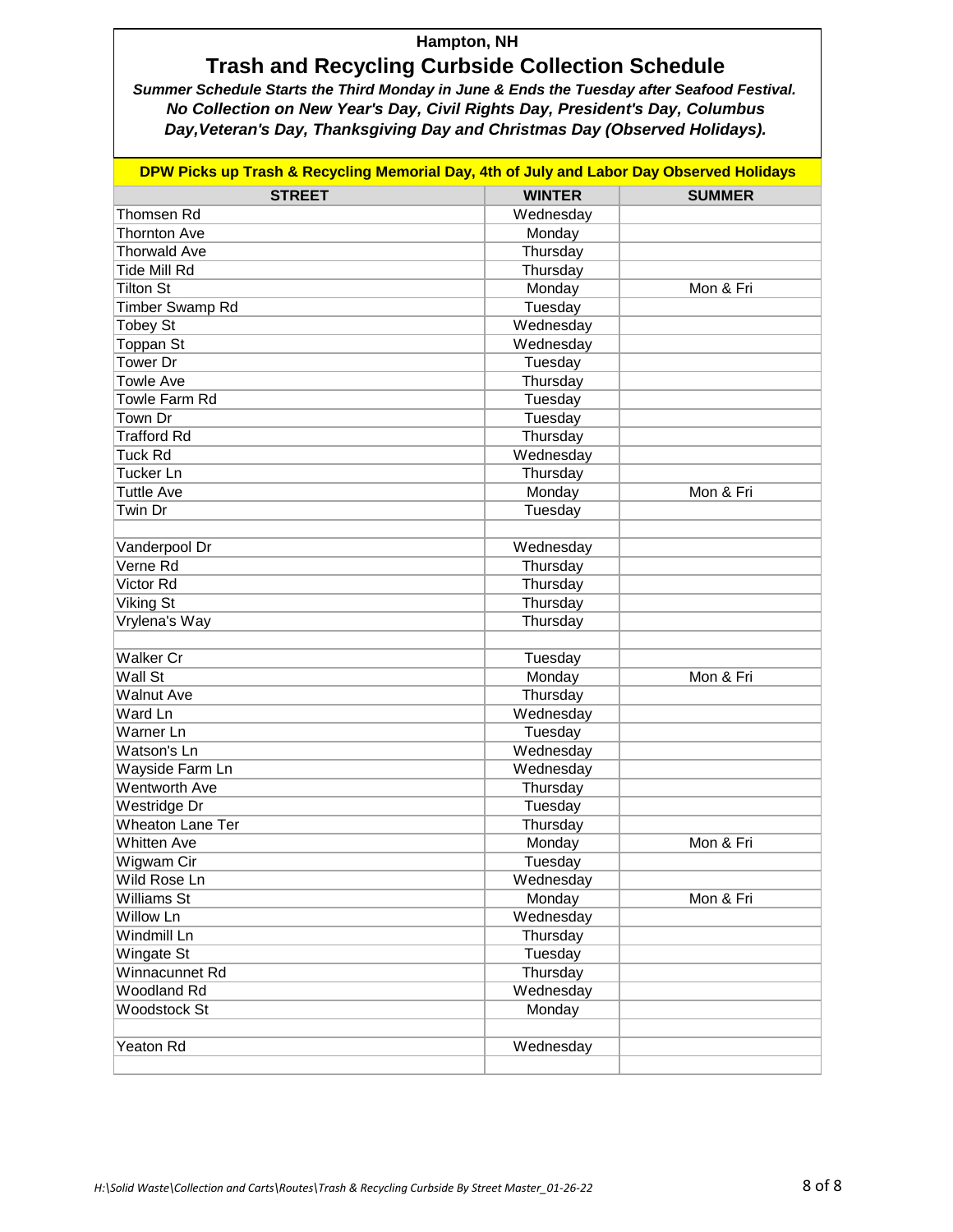**Hampton, NH**

# Trash and Recycling Curbside Collection Schedule

***Summer Schedule Starts the Third Monday in June & Ends the Tuesday after Seafood Festival.***
***No Collection on New Year's Day, Civil Rights Day, President's Day, Columbus Day,Veteran's Day, Thanksgiving Day and Christmas Day (Observed Holidays).***

**DPW Picks up Trash & Recycling Memorial Day, 4th of July and Labor Day Observed Holidays**

| STREET | WINTER | SUMMER |
|---|---|---|
| Thomsen Rd | Wednesday | |
| Thornton Ave | Monday | |
| Thorwald Ave | Thursday | |
| Tide Mill Rd | Thursday | |
| Tilton St | Monday | Mon & Fri |
| Timber Swamp Rd | Tuesday | |
| Tobey St | Wednesday | |
| Toppan St | Wednesday | |
| Tower Dr | Tuesday | |
| Towle Ave | Thursday | |
| Towle Farm Rd | Tuesday | |
| Town Dr | Tuesday | |
| Trafford Rd | Thursday | |
| Tuck Rd | Wednesday | |
| Tucker Ln | Thursday | |
| Tuttle Ave | Monday | Mon & Fri |
| Twin Dr | Tuesday | |
| | | |
| Vanderpool Dr | Wednesday | |
| Verne Rd | Thursday | |
| Victor Rd | Thursday | |
| Viking St | Thursday | |
| Vrylena's Way | Thursday | |
| | | |
| Walker Cr | Tuesday | |
| Wall St | Monday | Mon & Fri |
| Walnut Ave | Thursday | |
| Ward Ln | Wednesday | |
| Warner Ln | Tuesday | |
| Watson's Ln | Wednesday | |
| Wayside Farm Ln | Wednesday | |
| Wentworth Ave | Thursday | |
| Westridge Dr | Tuesday | |
| Wheaton Lane Ter | Thursday | |
| Whitten Ave | Monday | Mon & Fri |
| Wigwam Cir | Tuesday | |
| Wild Rose Ln | Wednesday | |
| Williams St | Monday | Mon & Fri |
| Willow Ln | Wednesday | |
| Windmill Ln | Thursday | |
| Wingate St | Tuesday | |
| Winnacunnet Rd | Thursday | |
| Woodland Rd | Wednesday | |
| Woodstock St | Monday | |
| | | |
| Yeaton Rd | Wednesday | |
| | | |

*H:\Solid Waste\Collection and Carts\Routes\Trash & Recycling Curbside By Street Master_01-26-22*